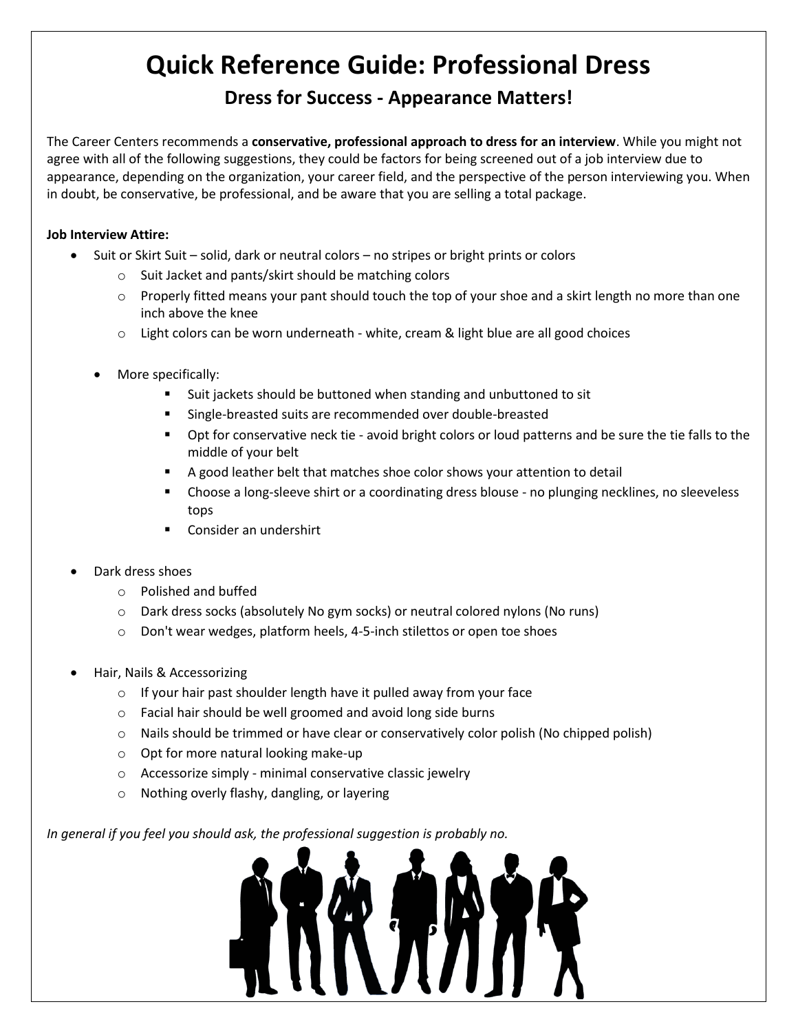# Quick Reference Guide: Professional Dress

## Dress for Success - Appearance Matters!

The Career Centers recommends a **conservative, professional approach to dress for an interview**. While you might not agree with all of the following suggestions, they could be factors for being screened out of a job interview due to appearance, depending on the organization, your career field, and the perspective of the person interviewing you. When in doubt, be conservative, be professional, and be aware that you are selling a total package.

**Job Interview Attire:**

- Suit or Skirt Suit – solid, dark or neutral colors – no stripes or bright prints or colors
    - Suit Jacket and pants/skirt should be matching colors
    - Properly fitted means your pant should touch the top of your shoe and a skirt length no more than one inch above the knee
    - Light colors can be worn underneath - white, cream & light blue are all good choices

    - More specifically:
        - Suit jackets should be buttoned when standing and unbuttoned to sit
        - Single-breasted suits are recommended over double-breasted
        - Opt for conservative neck tie - avoid bright colors or loud patterns and be sure the tie falls to the middle of your belt
        - A good leather belt that matches shoe color shows your attention to detail
        - Choose a long-sleeve shirt or a coordinating dress blouse - no plunging necklines, no sleeveless tops
        - Consider an undershirt

- Dark dress shoes
    - Polished and buffed
    - Dark dress socks (absolutely No gym socks) or neutral colored nylons (No runs)
    - Don't wear wedges, platform heels, 4-5-inch stilettos or open toe shoes

- Hair, Nails & Accessorizing
    - If your hair past shoulder length have it pulled away from your face
    - Facial hair should be well groomed and avoid long side burns
    - Nails should be trimmed or have clear or conservatively color polish (No chipped polish)
    - Opt for more natural looking make-up
    - Accessorize simply - minimal conservative classic jewelry
    - Nothing overly flashy, dangling, or layering

*In general if you feel you should ask, the professional suggestion is probably no.*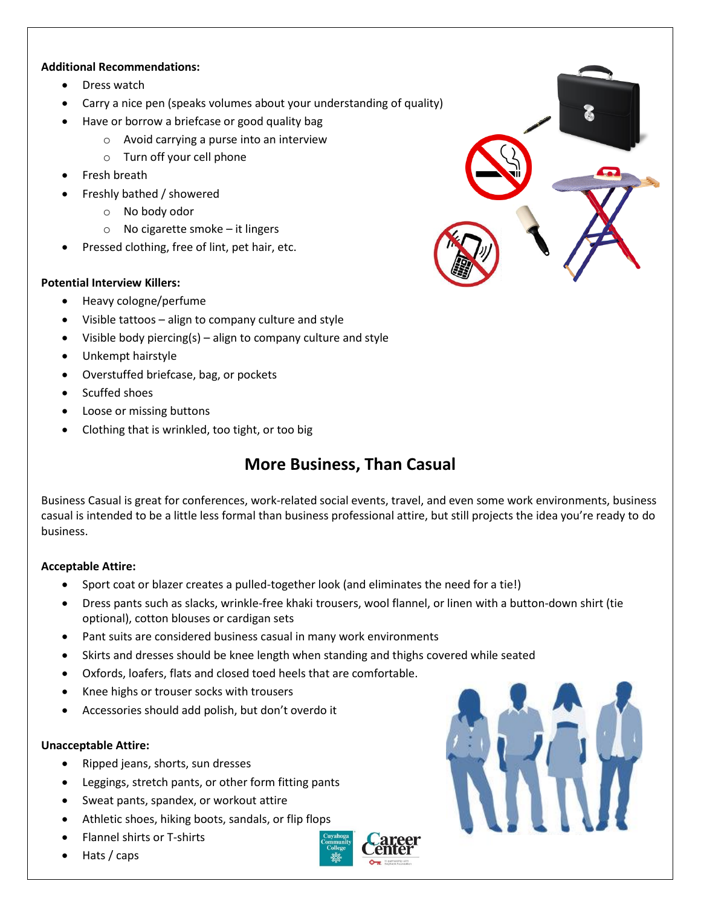**Additional Recommendations:**

- Dress watch
- Carry a nice pen (speaks volumes about your understanding of quality)
- Have or borrow a briefcase or good quality bag
  - Avoid carrying a purse into an interview
  - Turn off your cell phone
- Fresh breath
- Freshly bathed / showered
  - No body odor
  - No cigarette smoke – it lingers
- Pressed clothing, free of lint, pet hair, etc.

**Potential Interview Killers:**

- Heavy cologne/perfume
- Visible tattoos – align to company culture and style
- Visible body piercing(s) – align to company culture and style
- Unkempt hairstyle
- Overstuffed briefcase, bag, or pockets
- Scuffed shoes
- Loose or missing buttons
- Clothing that is wrinkled, too tight, or too big

## More Business, Than Casual

Business Casual is great for conferences, work-related social events, travel, and even some work environments, business casual is intended to be a little less formal than business professional attire, but still projects the idea you're ready to do business.

**Acceptable Attire:**

- Sport coat or blazer creates a pulled-together look (and eliminates the need for a tie!)
- Dress pants such as slacks, wrinkle-free khaki trousers, wool flannel, or linen with a button-down shirt (tie optional), cotton blouses or cardigan sets
- Pant suits are considered business casual in many work environments
- Skirts and dresses should be knee length when standing and thighs covered while seated
- Oxfords, loafers, flats and closed toed heels that are comfortable.
- Knee highs or trouser socks with trousers
- Accessories should add polish, but don't overdo it

**Unacceptable Attire:**

- Ripped jeans, shorts, sun dresses
- Leggings, stretch pants, or other form fitting pants
- Sweat pants, spandex, or workout attire
- Athletic shoes, hiking boots, sandals, or flip flops
- Flannel shirts or T-shirts
- Hats / caps